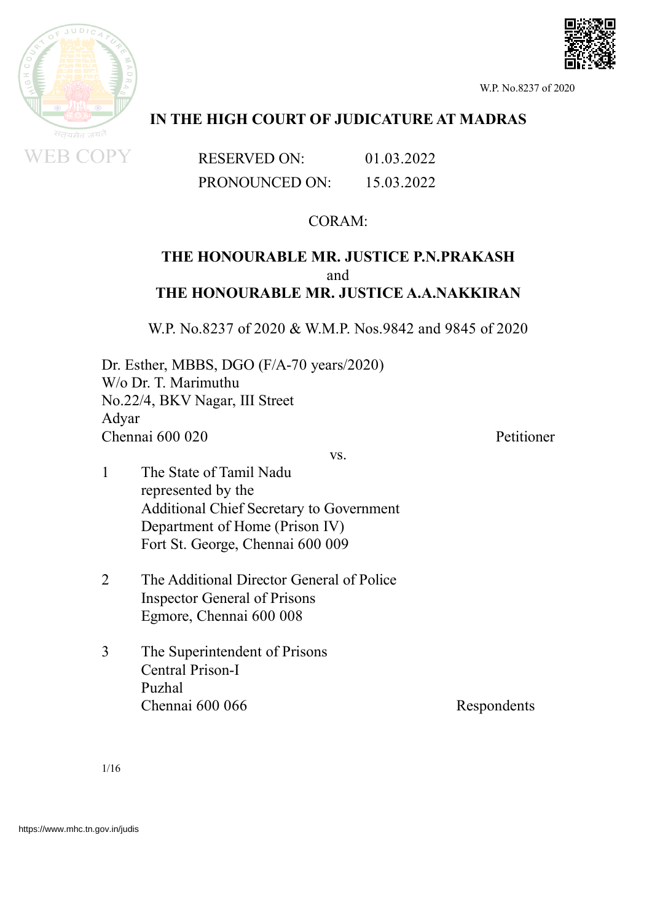**IN THE HIGH COURT OF JUDICATURE AT MADRAS**

RESERVED ON: 01.03.2022

PRONOUNCED ON: 15.03.2022

CORAM:

**THE HONOURABLE MR. JUSTICE P.N.PRAKASH**
and
**THE HONOURABLE MR. JUSTICE A.A.NAKKIRAN**

W.P. No.8237 of 2020 & W.M.P. Nos.9842 and 9845 of 2020

Dr. Esther, MBBS, DGO (F/A-70 years/2020)
W/o Dr. T. Marimuthu
No.22/4, BKV Nagar, III Street
Adyar
Chennai 600 020 ... Petitioner

vs.

1. The State of Tamil Nadu
   represented by the
   Additional Chief Secretary to Government
   Department of Home (Prison IV)
   Fort St. George, Chennai 600 009

2. The Additional Director General of Police
   Inspector General of Prisons
   Egmore, Chennai 600 008

3. The Superintendent of Prisons
   Central Prison-I
   Puzhal
   Chennai 600 066 ... Respondents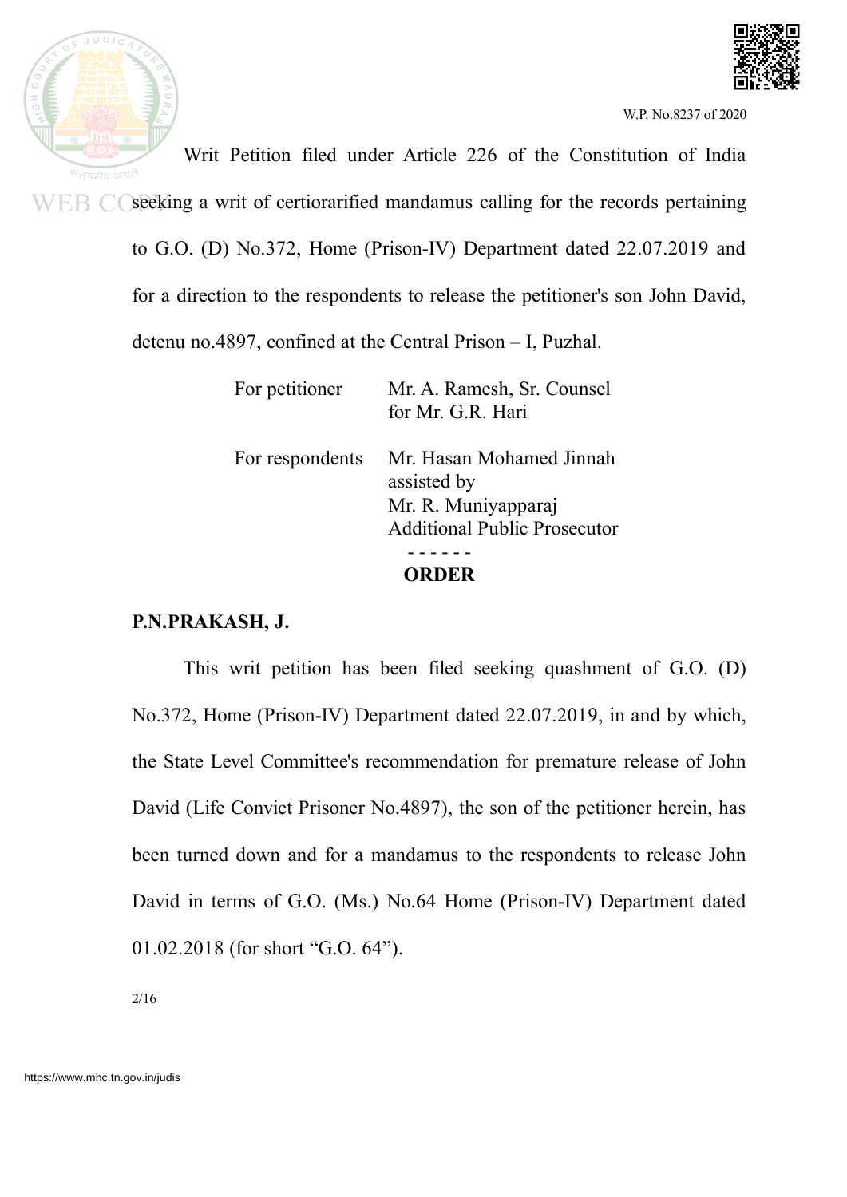Writ Petition filed under Article 226 of the Constitution of India seeking a writ of certiorarified mandamus calling for the records pertaining to G.O. (D) No.372, Home (Prison-IV) Department dated 22.07.2019 and for a direction to the respondents to release the petitioner's son John David, detenu no.4897, confined at the Central Prison – I, Puzhal.

| | |
|---|---|
| For petitioner | Mr. A. Ramesh, Sr. Counsel for Mr. G.R. Hari |
| For respondents | Mr. Hasan Mohamed Jinnah assisted by Mr. R. Muniyapparaj Additional Public Prosecutor |

\- - - - - -

**ORDER**

**P.N.PRAKASH, J.**

This writ petition has been filed seeking quashment of G.O. (D) No.372, Home (Prison-IV) Department dated 22.07.2019, in and by which, the State Level Committee's recommendation for premature release of John David (Life Convict Prisoner No.4897), the son of the petitioner herein, has been turned down and for a mandamus to the respondents to release John David in terms of G.O. (Ms.) No.64 Home (Prison-IV) Department dated 01.02.2018 (for short "G.O. 64").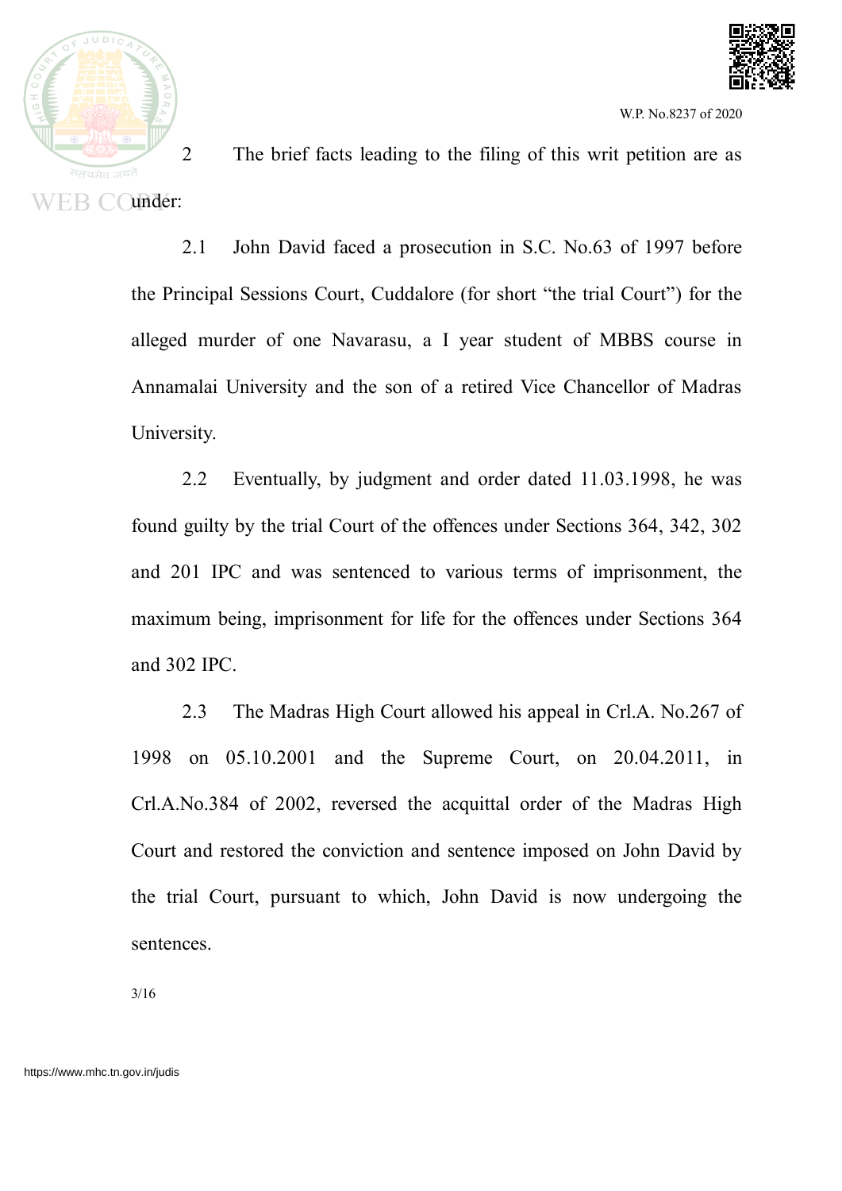2 The brief facts leading to the filing of this writ petition are as under:

2.1 John David faced a prosecution in S.C. No.63 of 1997 before the Principal Sessions Court, Cuddalore (for short "the trial Court") for the alleged murder of one Navarasu, a I year student of MBBS course in Annamalai University and the son of a retired Vice Chancellor of Madras University.

2.2 Eventually, by judgment and order dated 11.03.1998, he was found guilty by the trial Court of the offences under Sections 364, 342, 302 and 201 IPC and was sentenced to various terms of imprisonment, the maximum being, imprisonment for life for the offences under Sections 364 and 302 IPC.

2.3 The Madras High Court allowed his appeal in Crl.A. No.267 of 1998 on 05.10.2001 and the Supreme Court, on 20.04.2011, in Crl.A.No.384 of 2002, reversed the acquittal order of the Madras High Court and restored the conviction and sentence imposed on John David by the trial Court, pursuant to which, John David is now undergoing the sentences.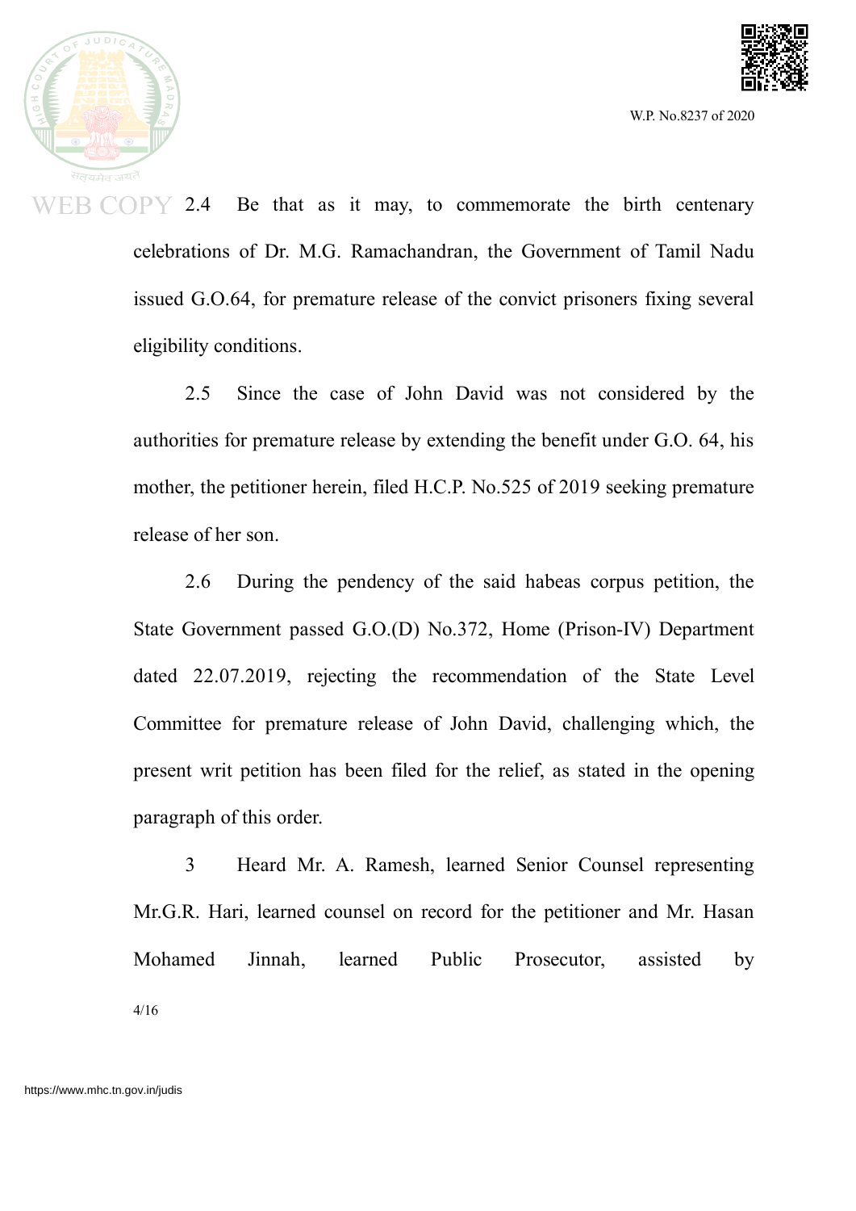2.4 Be that as it may, to commemorate the birth centenary celebrations of Dr. M.G. Ramachandran, the Government of Tamil Nadu issued G.O.64, for premature release of the convict prisoners fixing several eligibility conditions.

2.5 Since the case of John David was not considered by the authorities for premature release by extending the benefit under G.O. 64, his mother, the petitioner herein, filed H.C.P. No.525 of 2019 seeking premature release of her son.

2.6 During the pendency of the said habeas corpus petition, the State Government passed G.O.(D) No.372, Home (Prison-IV) Department dated 22.07.2019, rejecting the recommendation of the State Level Committee for premature release of John David, challenging which, the present writ petition has been filed for the relief, as stated in the opening paragraph of this order.

3 Heard Mr. A. Ramesh, learned Senior Counsel representing Mr.G.R. Hari, learned counsel on record for the petitioner and Mr. Hasan Mohamed Jinnah, learned Public Prosecutor, assisted by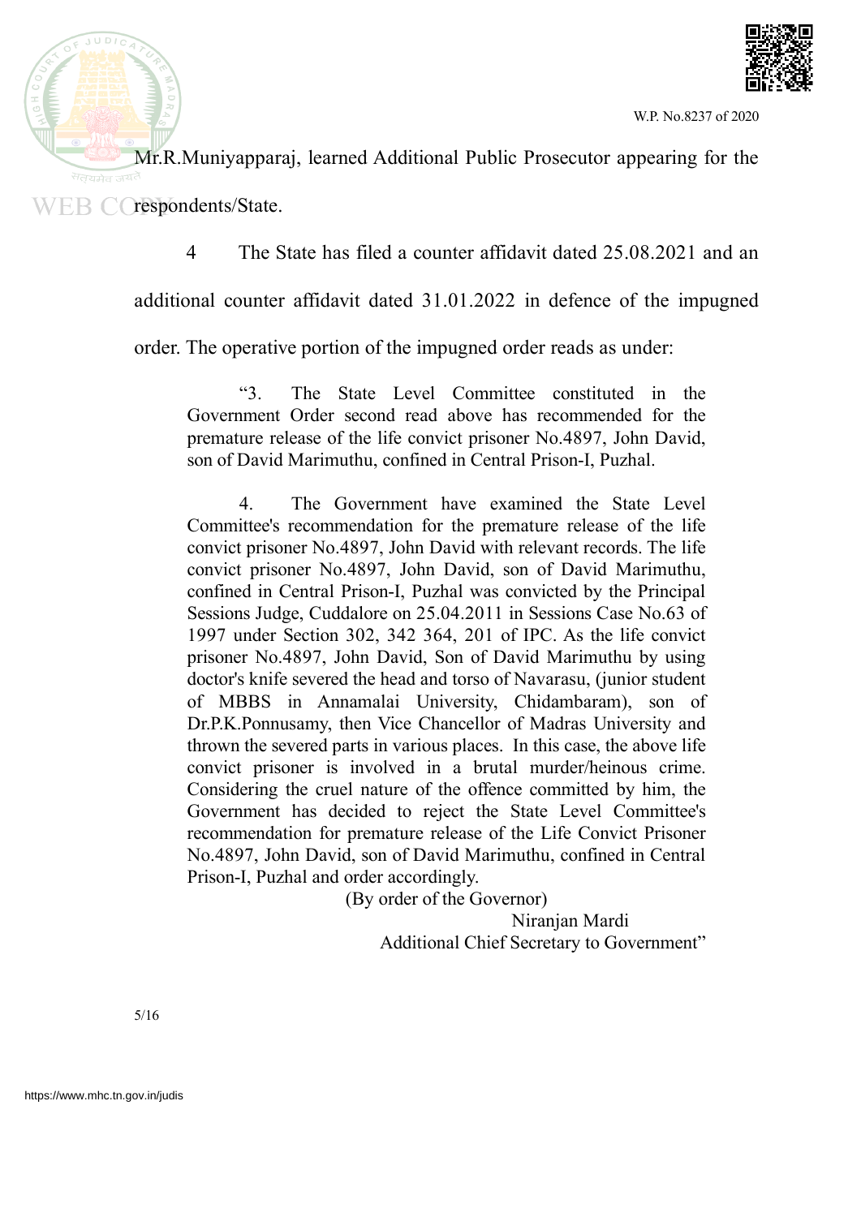Mr.R.Muniyapparaj, learned Additional Public Prosecutor appearing for the respondents/State.

4 The State has filed a counter affidavit dated 25.08.2021 and an additional counter affidavit dated 31.01.2022 in defence of the impugned order. The operative portion of the impugned order reads as under:

> "3. The State Level Committee constituted in the Government Order second read above has recommended for the premature release of the life convict prisoner No.4897, John David, son of David Marimuthu, confined in Central Prison-I, Puzhal.
>
> 4. The Government have examined the State Level Committee's recommendation for the premature release of the life convict prisoner No.4897, John David with relevant records. The life convict prisoner No.4897, John David, son of David Marimuthu, confined in Central Prison-I, Puzhal was convicted by the Principal Sessions Judge, Cuddalore on 25.04.2011 in Sessions Case No.63 of 1997 under Section 302, 342 364, 201 of IPC. As the life convict prisoner No.4897, John David, Son of David Marimuthu by using doctor's knife severed the head and torso of Navarasu, (junior student of MBBS in Annamalai University, Chidambaram), son of Dr.P.K.Ponnusamy, then Vice Chancellor of Madras University and thrown the severed parts in various places. In this case, the above life convict prisoner is involved in a brutal murder/heinous crime. Considering the cruel nature of the offence committed by him, the Government has decided to reject the State Level Committee's recommendation for premature release of the Life Convict Prisoner No.4897, John David, son of David Marimuthu, confined in Central Prison-I, Puzhal and order accordingly.
>
> (By order of the Governor)
>
> Niranjan Mardi
>
> Additional Chief Secretary to Government"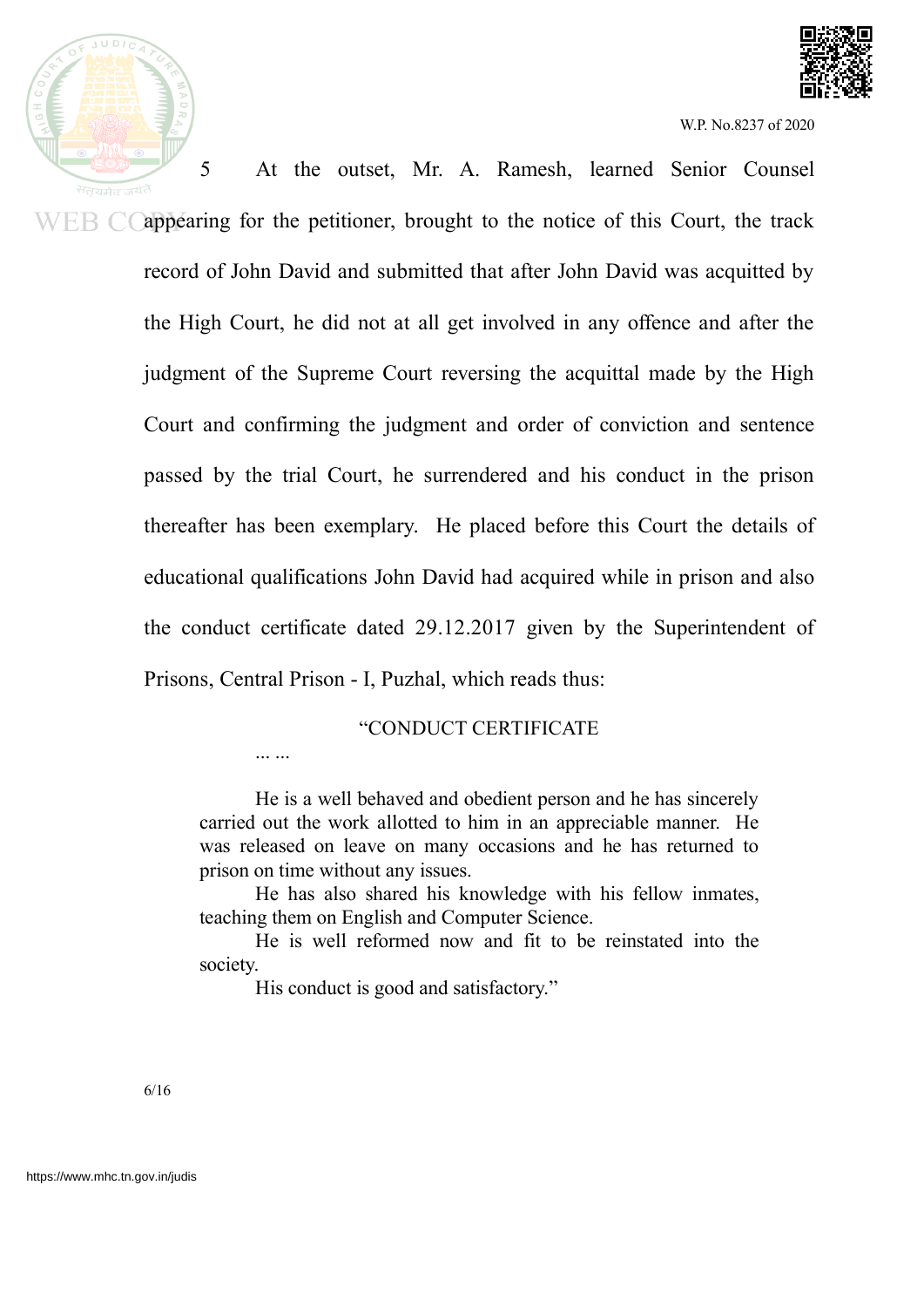5 At the outset, Mr. A. Ramesh, learned Senior Counsel appearing for the petitioner, brought to the notice of this Court, the track record of John David and submitted that after John David was acquitted by the High Court, he did not at all get involved in any offence and after the judgment of the Supreme Court reversing the acquittal made by the High Court and confirming the judgment and order of conviction and sentence passed by the trial Court, he surrendered and his conduct in the prison thereafter has been exemplary. He placed before this Court the details of educational qualifications John David had acquired while in prison and also the conduct certificate dated 29.12.2017 given by the Superintendent of Prisons, Central Prison - I, Puzhal, which reads thus:

> "CONDUCT CERTIFICATE
>
> ... ...
>
> He is a well behaved and obedient person and he has sincerely carried out the work allotted to him in an appreciable manner. He was released on leave on many occasions and he has returned to prison on time without any issues.
>
> He has also shared his knowledge with his fellow inmates, teaching them on English and Computer Science.
>
> He is well reformed now and fit to be reinstated into the society.
>
> His conduct is good and satisfactory."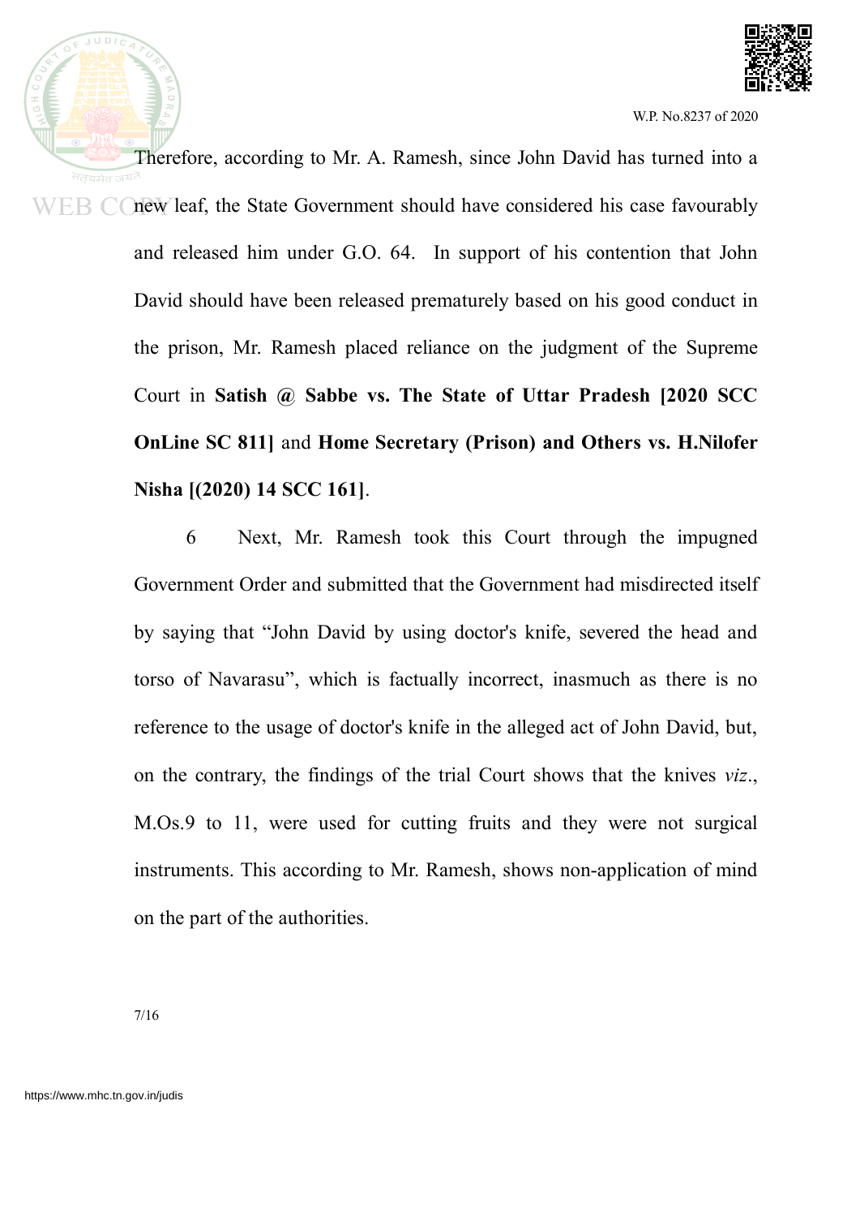Therefore, according to Mr. A. Ramesh, since John David has turned into a new leaf, the State Government should have considered his case favourably and released him under G.O. 64. In support of his contention that John David should have been released prematurely based on his good conduct in the prison, Mr. Ramesh placed reliance on the judgment of the Supreme Court in **Satish @ Sabbe vs. The State of Uttar Pradesh [2020 SCC OnLine SC 811]** and **Home Secretary (Prison) and Others vs. H.Nilofer Nisha [(2020) 14 SCC 161]**.

6 Next, Mr. Ramesh took this Court through the impugned Government Order and submitted that the Government had misdirected itself by saying that "John David by using doctor's knife, severed the head and torso of Navarasu", which is factually incorrect, inasmuch as there is no reference to the usage of doctor's knife in the alleged act of John David, but, on the contrary, the findings of the trial Court shows that the knives *viz*., M.Os.9 to 11, were used for cutting fruits and they were not surgical instruments. This according to Mr. Ramesh, shows non-application of mind on the part of the authorities.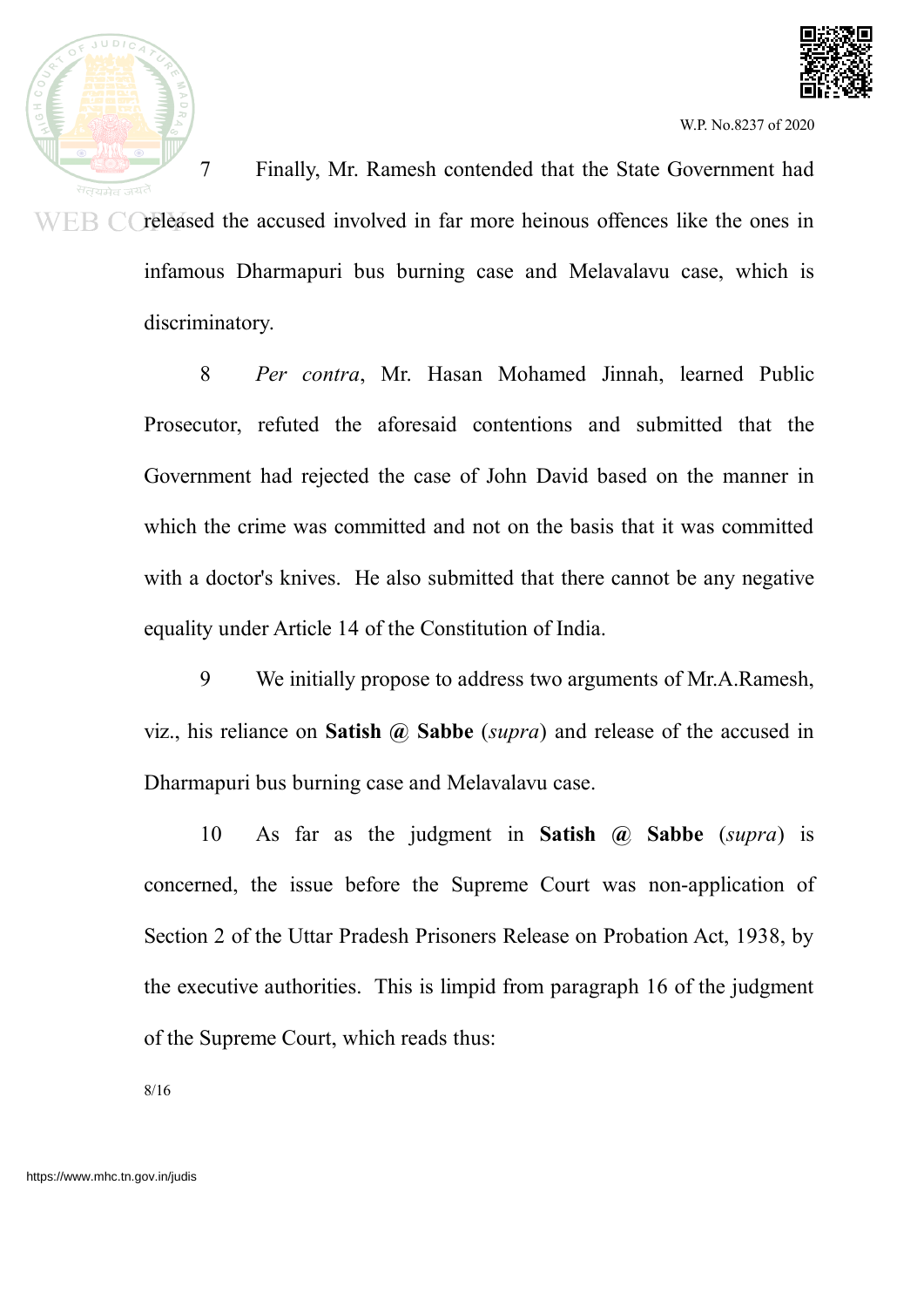7 Finally, Mr. Ramesh contended that the State Government had released the accused involved in far more heinous offences like the ones in infamous Dharmapuri bus burning case and Melavalavu case, which is discriminatory.

8 *Per contra*, Mr. Hasan Mohamed Jinnah, learned Public Prosecutor, refuted the aforesaid contentions and submitted that the Government had rejected the case of John David based on the manner in which the crime was committed and not on the basis that it was committed with a doctor's knives. He also submitted that there cannot be any negative equality under Article 14 of the Constitution of India.

9 We initially propose to address two arguments of Mr.A.Ramesh, viz., his reliance on **Satish @ Sabbe** (*supra*) and release of the accused in Dharmapuri bus burning case and Melavalavu case.

10 As far as the judgment in **Satish @ Sabbe** (*supra*) is concerned, the issue before the Supreme Court was non-application of Section 2 of the Uttar Pradesh Prisoners Release on Probation Act, 1938, by the executive authorities. This is limpid from paragraph 16 of the judgment of the Supreme Court, which reads thus: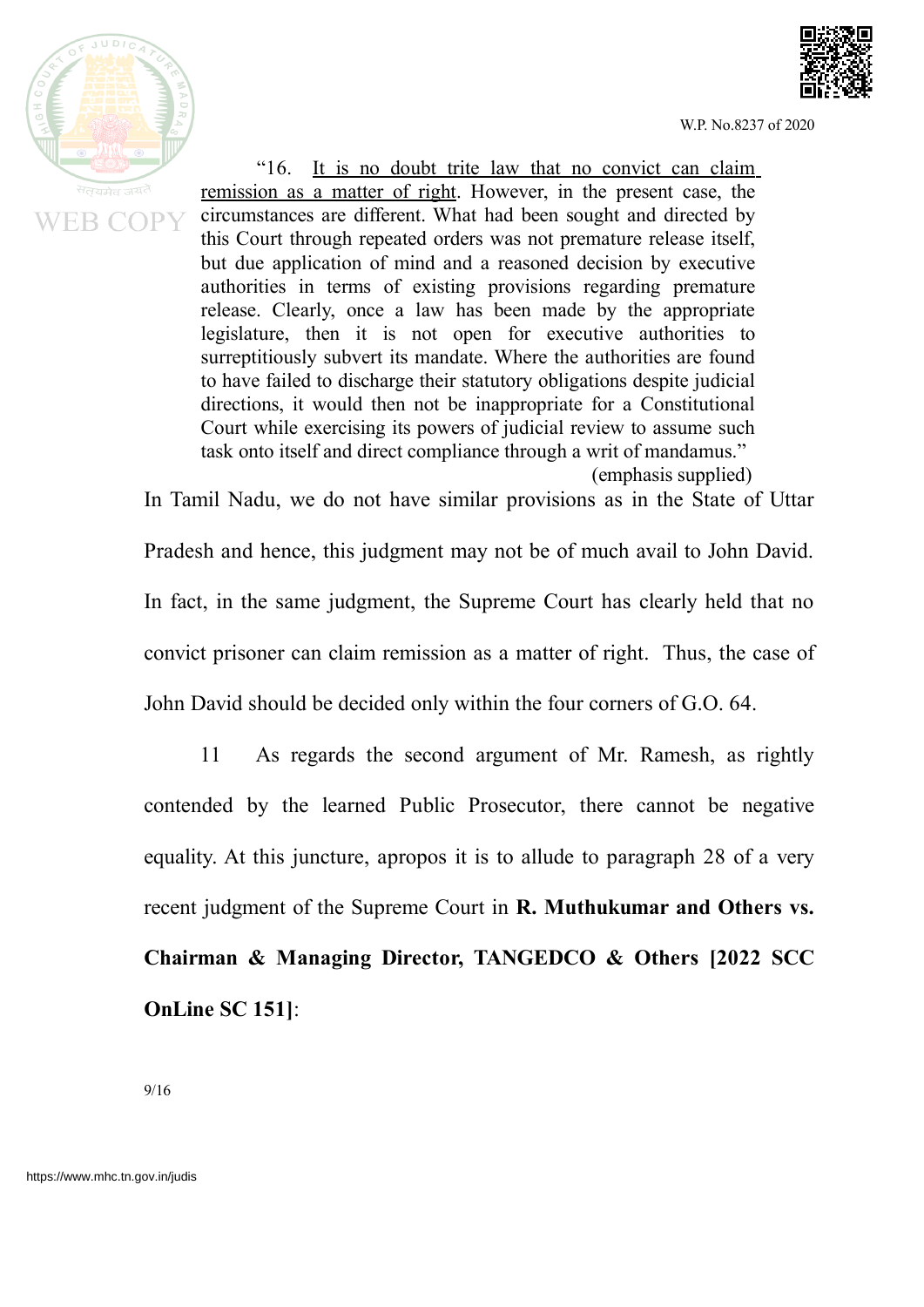> "16. <u>It is no doubt trite law that no convict can claim remission as a matter of right</u>. However, in the present case, the circumstances are different. What had been sought and directed by this Court through repeated orders was not premature release itself, but due application of mind and a reasoned decision by executive authorities in terms of existing provisions regarding premature release. Clearly, once a law has been made by the appropriate legislature, then it is not open for executive authorities to surreptitiously subvert its mandate. Where the authorities are found to have failed to discharge their statutory obligations despite judicial directions, it would then not be inappropriate for a Constitutional Court while exercising its powers of judicial review to assume such task onto itself and direct compliance through a writ of mandamus."
>
> (emphasis supplied)

In Tamil Nadu, we do not have similar provisions as in the State of Uttar Pradesh and hence, this judgment may not be of much avail to John David. In fact, in the same judgment, the Supreme Court has clearly held that no convict prisoner can claim remission as a matter of right. Thus, the case of John David should be decided only within the four corners of G.O. 64.

11 As regards the second argument of Mr. Ramesh, as rightly contended by the learned Public Prosecutor, there cannot be negative equality. At this juncture, apropos it is to allude to paragraph 28 of a very recent judgment of the Supreme Court in **R. Muthukumar and Others vs. Chairman & Managing Director, TANGEDCO & Others [2022 SCC OnLine SC 151]**: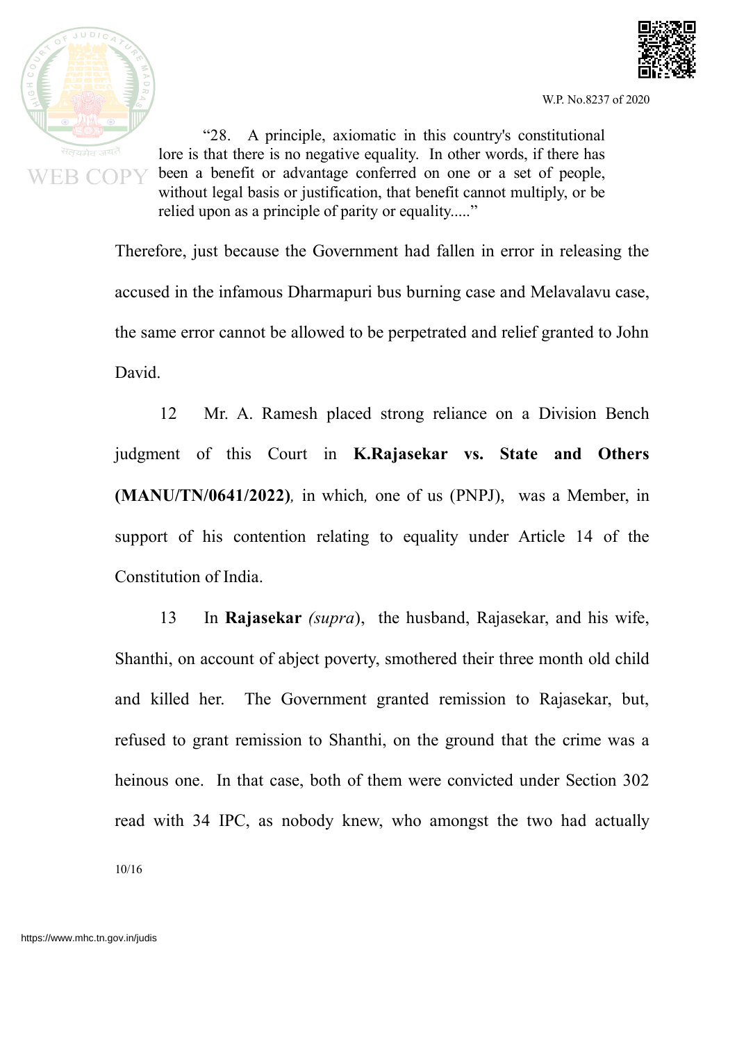> "28. A principle, axiomatic in this country's constitutional lore is that there is no negative equality. In other words, if there has been a benefit or advantage conferred on one or a set of people, without legal basis or justification, that benefit cannot multiply, or be relied upon as a principle of parity or equality....."

Therefore, just because the Government had fallen in error in releasing the accused in the infamous Dharmapuri bus burning case and Melavalavu case, the same error cannot be allowed to be perpetrated and relief granted to John David.

12 Mr. A. Ramesh placed strong reliance on a Division Bench judgment of this Court in **K.Rajasekar vs. State and Others (MANU/TN/0641/2022)***,* in which*,* one of us (PNPJ), was a Member, in support of his contention relating to equality under Article 14 of the Constitution of India.

13 In **Rajasekar** *(supra*), the husband, Rajasekar, and his wife, Shanthi, on account of abject poverty, smothered their three month old child and killed her. The Government granted remission to Rajasekar, but, refused to grant remission to Shanthi, on the ground that the crime was a heinous one. In that case, both of them were convicted under Section 302 read with 34 IPC, as nobody knew, who amongst the two had actually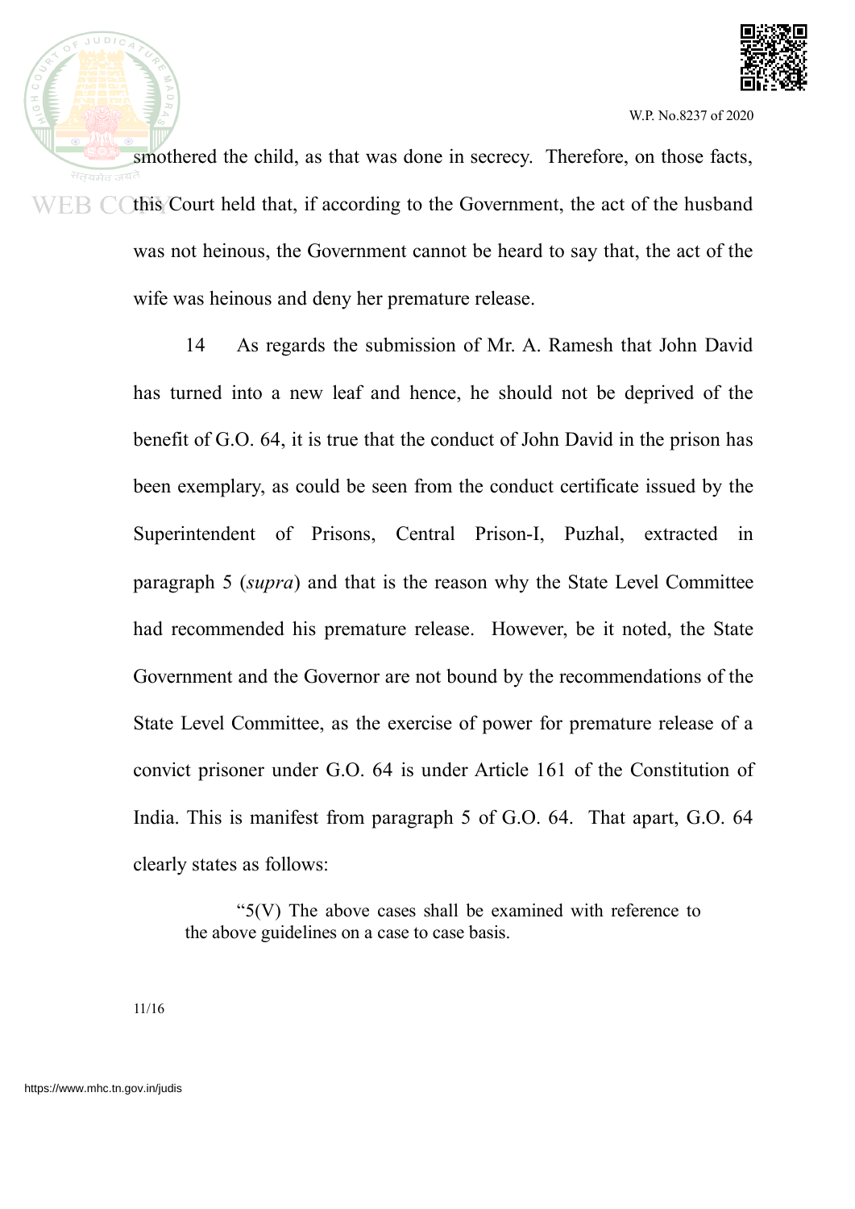smothered the child, as that was done in secrecy. Therefore, on those facts, this Court held that, if according to the Government, the act of the husband was not heinous, the Government cannot be heard to say that, the act of the wife was heinous and deny her premature release.

14 As regards the submission of Mr. A. Ramesh that John David has turned into a new leaf and hence, he should not be deprived of the benefit of G.O. 64, it is true that the conduct of John David in the prison has been exemplary, as could be seen from the conduct certificate issued by the Superintendent of Prisons, Central Prison-I, Puzhal, extracted in paragraph 5 (*supra*) and that is the reason why the State Level Committee had recommended his premature release. However, be it noted, the State Government and the Governor are not bound by the recommendations of the State Level Committee, as the exercise of power for premature release of a convict prisoner under G.O. 64 is under Article 161 of the Constitution of India. This is manifest from paragraph 5 of G.O. 64. That apart, G.O. 64 clearly states as follows:

> "5(V) The above cases shall be examined with reference to the above guidelines on a case to case basis.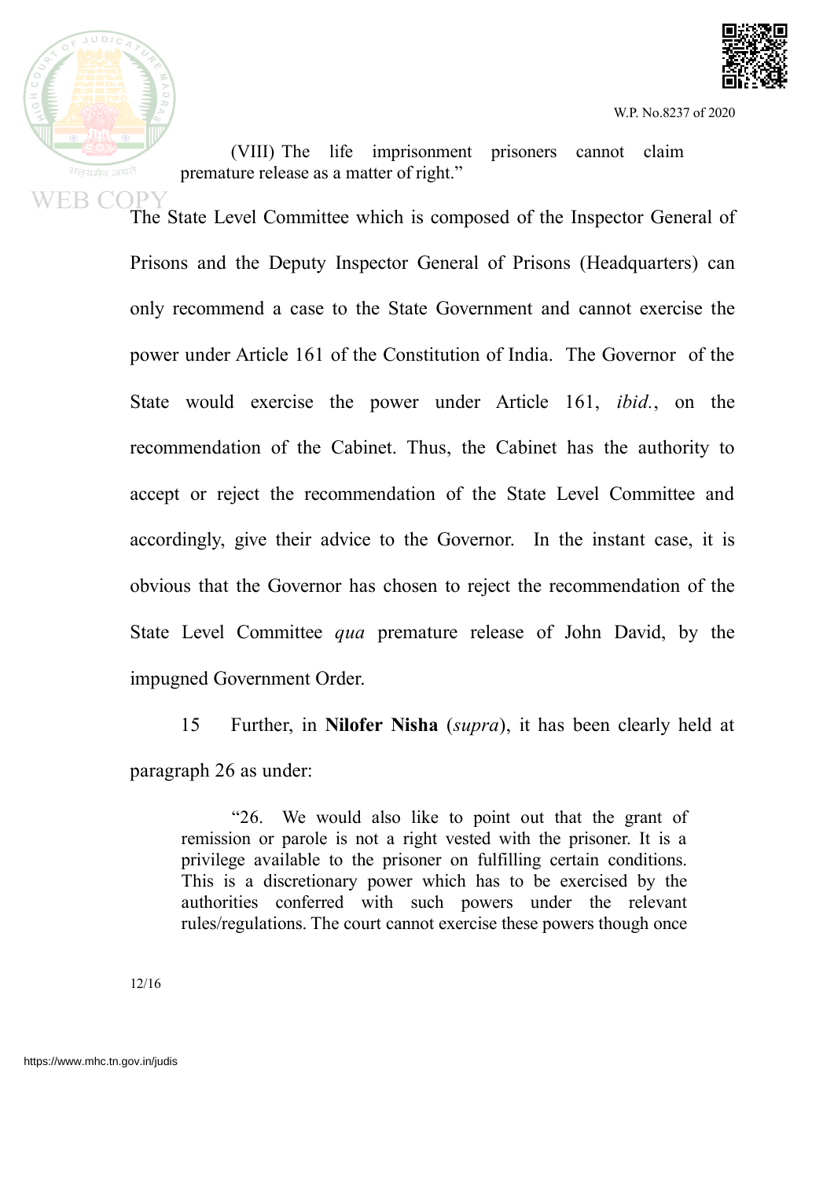> (VIII) The life imprisonment prisoners cannot claim premature release as a matter of right."

The State Level Committee which is composed of the Inspector General of Prisons and the Deputy Inspector General of Prisons (Headquarters) can only recommend a case to the State Government and cannot exercise the power under Article 161 of the Constitution of India. The Governor of the State would exercise the power under Article 161, *ibid.*, on the recommendation of the Cabinet. Thus, the Cabinet has the authority to accept or reject the recommendation of the State Level Committee and accordingly, give their advice to the Governor. In the instant case, it is obvious that the Governor has chosen to reject the recommendation of the State Level Committee *qua* premature release of John David, by the impugned Government Order.

15 Further, in **Nilofer Nisha** (*supra*), it has been clearly held at paragraph 26 as under:

> "26. We would also like to point out that the grant of remission or parole is not a right vested with the prisoner. It is a privilege available to the prisoner on fulfilling certain conditions. This is a discretionary power which has to be exercised by the authorities conferred with such powers under the relevant rules/regulations. The court cannot exercise these powers though once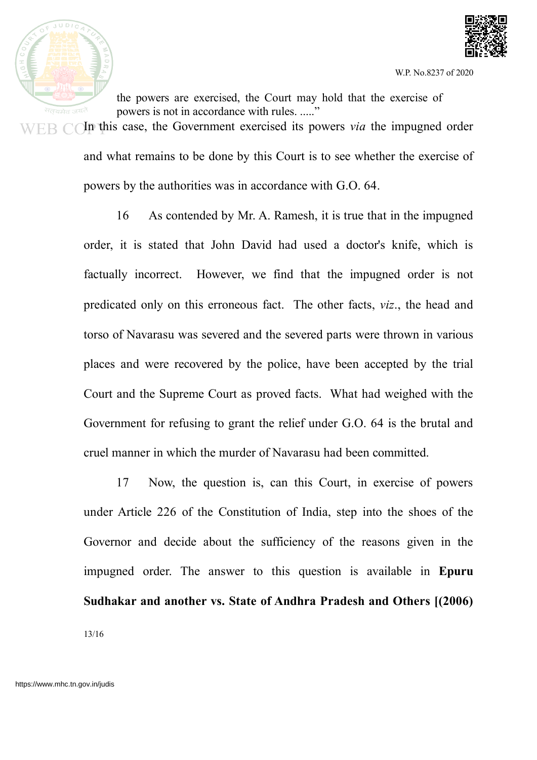the powers are exercised, the Court may hold that the exercise of powers is not in accordance with rules. ....."

In this case, the Government exercised its powers *via* the impugned order and what remains to be done by this Court is to see whether the exercise of powers by the authorities was in accordance with G.O. 64.

16 As contended by Mr. A. Ramesh, it is true that in the impugned order, it is stated that John David had used a doctor's knife, which is factually incorrect. However, we find that the impugned order is not predicated only on this erroneous fact. The other facts, *viz*., the head and torso of Navarasu was severed and the severed parts were thrown in various places and were recovered by the police, have been accepted by the trial Court and the Supreme Court as proved facts. What had weighed with the Government for refusing to grant the relief under G.O. 64 is the brutal and cruel manner in which the murder of Navarasu had been committed.

17 Now, the question is, can this Court, in exercise of powers under Article 226 of the Constitution of India, step into the shoes of the Governor and decide about the sufficiency of the reasons given in the impugned order. The answer to this question is available in **Epuru Sudhakar and another vs. State of Andhra Pradesh and Others [(2006)**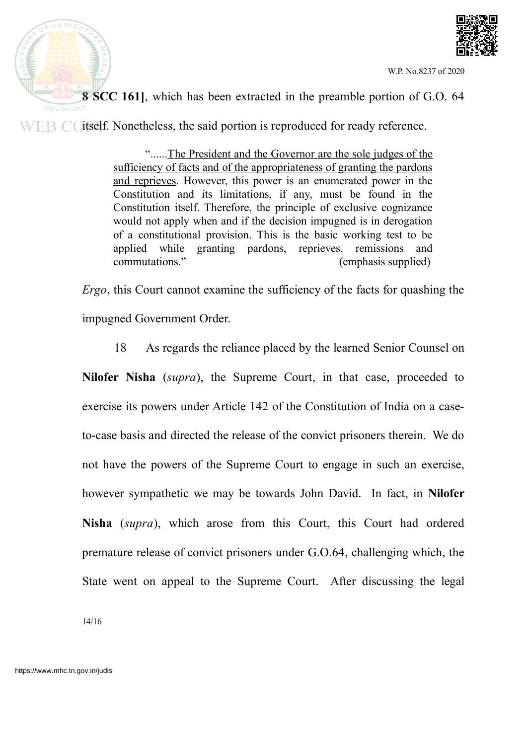**8 SCC 161]**, which has been extracted in the preamble portion of G.O. 64 itself. Nonetheless, the said portion is reproduced for ready reference.

> "......The President and the Governor are the sole judges of the sufficiency of facts and of the appropriateness of granting the pardons and reprieves. However, this power is an enumerated power in the Constitution and its limitations, if any, must be found in the Constitution itself. Therefore, the principle of exclusive cognizance would not apply when and if the decision impugned is in derogation of a constitutional provision. This is the basic working test to be applied while granting pardons, reprieves, remissions and commutations." (emphasis supplied)

*Ergo*, this Court cannot examine the sufficiency of the facts for quashing the impugned Government Order.

18 As regards the reliance placed by the learned Senior Counsel on **Nilofer Nisha** (*supra*), the Supreme Court, in that case, proceeded to exercise its powers under Article 142 of the Constitution of India on a case-to-case basis and directed the release of the convict prisoners therein. We do not have the powers of the Supreme Court to engage in such an exercise, however sympathetic we may be towards John David. In fact, in **Nilofer Nisha** (*supra*), which arose from this Court, this Court had ordered premature release of convict prisoners under G.O.64, challenging which, the State went on appeal to the Supreme Court. After discussing the legal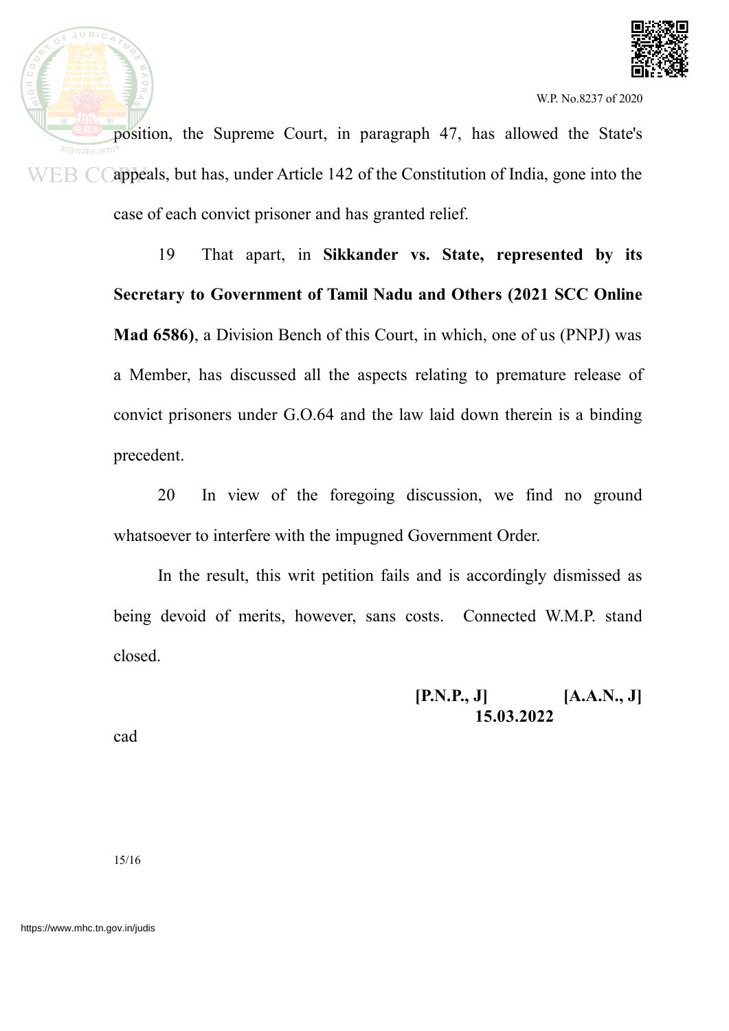position, the Supreme Court, in paragraph 47, has allowed the State's appeals, but has, under Article 142 of the Constitution of India, gone into the case of each convict prisoner and has granted relief.

19 That apart, in **Sikkander vs. State, represented by its Secretary to Government of Tamil Nadu and Others (2021 SCC Online Mad 6586)**, a Division Bench of this Court, in which, one of us (PNPJ) was a Member, has discussed all the aspects relating to premature release of convict prisoners under G.O.64 and the law laid down therein is a binding precedent.

20 In view of the foregoing discussion, we find no ground whatsoever to interfere with the impugned Government Order.

In the result, this writ petition fails and is accordingly dismissed as being devoid of merits, however, sans costs. Connected W.M.P. stand closed.

**[P.N.P., J] [A.A.N., J]**
**15.03.2022**

cad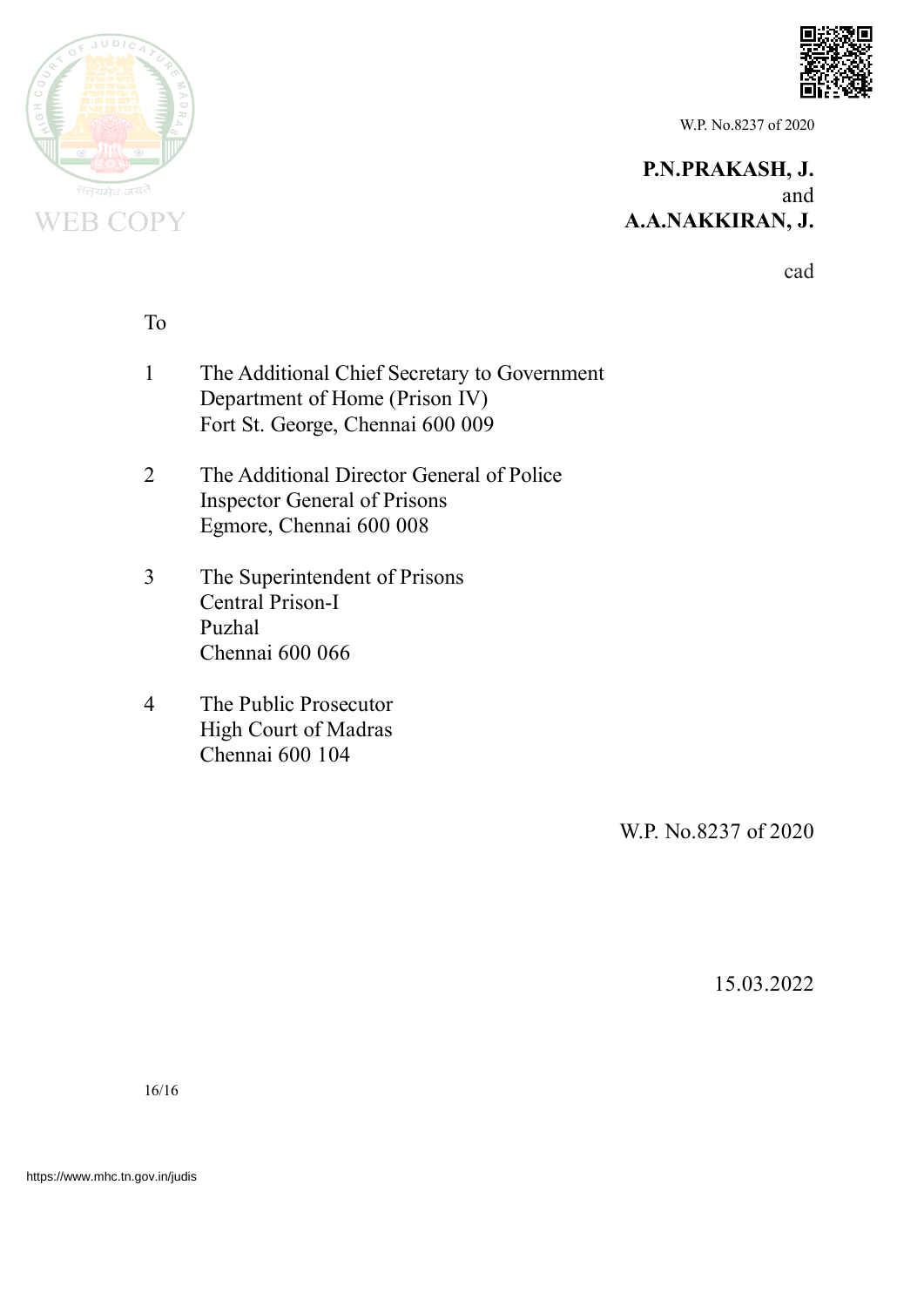**P.N.PRAKASH, J.**
and
**A.A.NAKKIRAN, J.**

cad

To

1. The Additional Chief Secretary to Government
   Department of Home (Prison IV)
   Fort St. George, Chennai 600 009

2. The Additional Director General of Police
   Inspector General of Prisons
   Egmore, Chennai 600 008

3. The Superintendent of Prisons
   Central Prison-I
   Puzhal
   Chennai 600 066

4. The Public Prosecutor
   High Court of Madras
   Chennai 600 104

W.P. No.8237 of 2020

15.03.2022